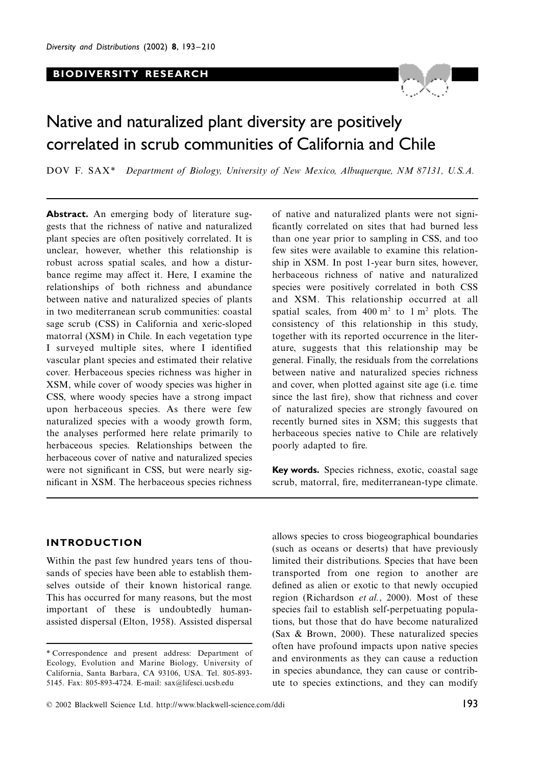**BIODIVERSITY RESEARCH**

# Native and naturalized plant diversity are positively correlated in scrub communities of California and Chile

DOV F. SAX* *Department of Biology, University of New Mexico, Albuquerque, NM 87131, U.S.A.*

**Abstract.** An emerging body of literature suggests that the richness of native and naturalized plant species are often positively correlated. It is unclear, however, whether this relationship is robust across spatial scales, and how a disturbance regime may affect it. Here, I examine the relationships of both richness and abundance between native and naturalized species of plants in two mediterranean scrub communities: coastal sage scrub (CSS) in California and xeric-sloped matorral (XSM) in Chile. In each vegetation type I surveyed multiple sites, where I identified vascular plant species and estimated their relative cover. Herbaceous species richness was higher in XSM, while cover of woody species was higher in CSS, where woody species have a strong impact upon herbaceous species. As there were few naturalized species with a woody growth form, the analyses performed here relate primarily to herbaceous species. Relationships between the herbaceous cover of native and naturalized species were not significant in CSS, but were nearly significant in XSM. The herbaceous species richness of native and naturalized plants were not significantly correlated on sites that had burned less than one year prior to sampling in CSS, and too few sites were available to examine this relationship in XSM. In post 1-year burn sites, however, herbaceous richness of native and naturalized species were positively correlated in both CSS and XSM. This relationship occurred at all spatial scales, from 400 m² to 1 m² plots. The consistency of this relationship in this study, together with its reported occurrence in the literature, suggests that this relationship may be general. Finally, the residuals from the correlations between native and naturalized species richness and cover, when plotted against site age (i.e. time since the last fire), show that richness and cover of naturalized species are strongly favoured on recently burned sites in XSM; this suggests that herbaceous species native to Chile are relatively poorly adapted to fire.

**Key words.** Species richness, exotic, coastal sage scrub, matorral, fire, mediterranean-type climate.

## INTRODUCTION

Within the past few hundred years tens of thousands of species have been able to establish themselves outside of their known historical range. This has occurred for many reasons, but the most important of these is undoubtedly human-assisted dispersal (Elton, 1958). Assisted dispersal allows species to cross biogeographical boundaries (such as oceans or deserts) that have previously limited their distributions. Species that have been transported from one region to another are defined as alien or exotic to that newly occupied region (Richardson *et al.*, 2000). Most of these species fail to establish self-perpetuating populations, but those that do have become naturalized (Sax & Brown, 2000). These naturalized species often have profound impacts upon native species and environments as they can cause a reduction in species abundance, they can cause or contribute to species extinctions, and they can modify

\* Correspondence and present address: Department of Ecology, Evolution and Marine Biology, University of California, Santa Barbara, CA 93106, USA. Tel. 805-893-5145. Fax: 805-893-4724. E-mail: sax@lifesci.ucsb.edu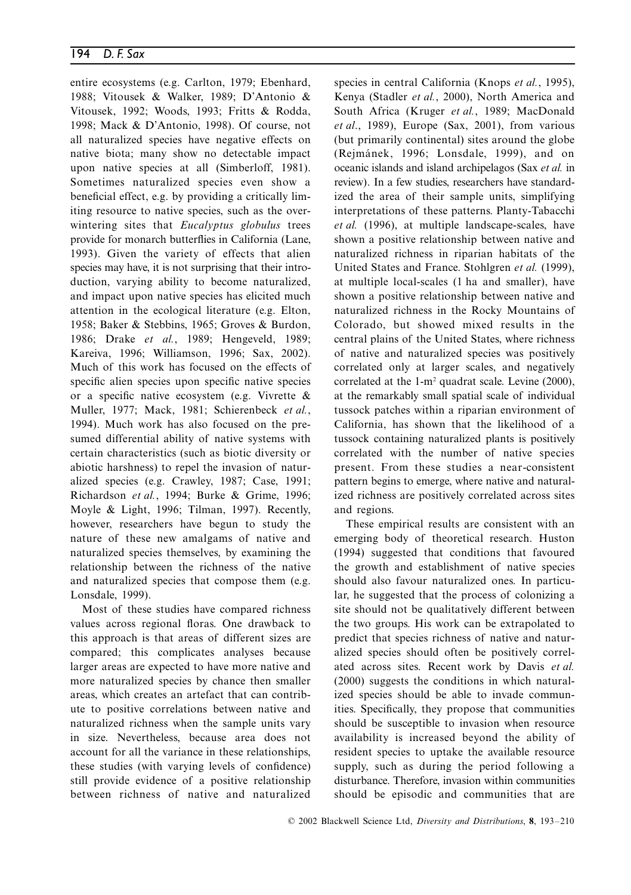entire ecosystems (e.g. Carlton, 1979; Ebenhard, 1988; Vitousek & Walker, 1989; D'Antonio & Vitousek, 1992; Woods, 1993; Fritts & Rodda, 1998; Mack & D'Antonio, 1998). Of course, not all naturalized species have negative effects on native biota; many show no detectable impact upon native species at all (Simberloff, 1981). Sometimes naturalized species even show a beneficial effect, e.g. by providing a critically limiting resource to native species, such as the over-wintering sites that *Eucalyptus globulus* trees provide for monarch butterflies in California (Lane, 1993). Given the variety of effects that alien species may have, it is not surprising that their introduction, varying ability to become naturalized, and impact upon native species has elicited much attention in the ecological literature (e.g. Elton, 1958; Baker & Stebbins, 1965; Groves & Burdon, 1986; Drake *et al.*, 1989; Hengeveld, 1989; Kareiva, 1996; Williamson, 1996; Sax, 2002). Much of this work has focused on the effects of specific alien species upon specific native species or a specific native ecosystem (e.g. Vivrette & Muller, 1977; Mack, 1981; Schierenbeck *et al.*, 1994). Much work has also focused on the presumed differential ability of native systems with certain characteristics (such as biotic diversity or abiotic harshness) to repel the invasion of naturalized species (e.g. Crawley, 1987; Case, 1991; Richardson *et al.*, 1994; Burke & Grime, 1996; Moyle & Light, 1996; Tilman, 1997). Recently, however, researchers have begun to study the nature of these new amalgams of native and naturalized species themselves, by examining the relationship between the richness of the native and naturalized species that compose them (e.g. Lonsdale, 1999).

Most of these studies have compared richness values across regional floras. One drawback to this approach is that areas of different sizes are compared; this complicates analyses because larger areas are expected to have more native and more naturalized species by chance then smaller areas, which creates an artefact that can contribute to positive correlations between native and naturalized richness when the sample units vary in size. Nevertheless, because area does not account for all the variance in these relationships, these studies (with varying levels of confidence) still provide evidence of a positive relationship between richness of native and naturalized species in central California (Knops *et al.*, 1995), Kenya (Stadler *et al.*, 2000), North America and South Africa (Kruger *et al.*, 1989; MacDonald *et al*., 1989), Europe (Sax, 2001), from various (but primarily continental) sites around the globe (Rejmánek, 1996; Lonsdale, 1999), and on oceanic islands and island archipelagos (Sax *et al.* in review). In a few studies, researchers have standardized the area of their sample units, simplifying interpretations of these patterns. Planty-Tabacchi *et al.* (1996), at multiple landscape-scales, have shown a positive relationship between native and naturalized richness in riparian habitats of the United States and France. Stohlgren *et al.* (1999), at multiple local-scales (1 ha and smaller), have shown a positive relationship between native and naturalized richness in the Rocky Mountains of Colorado, but showed mixed results in the central plains of the United States, where richness of native and naturalized species was positively correlated only at larger scales, and negatively correlated at the 1-m$^2$ quadrat scale. Levine (2000), at the remarkably small spatial scale of individual tussock patches within a riparian environment of California, has shown that the likelihood of a tussock containing naturalized plants is positively correlated with the number of native species present. From these studies a near-consistent pattern begins to emerge, where native and naturalized richness are positively correlated across sites and regions.

These empirical results are consistent with an emerging body of theoretical research. Huston (1994) suggested that conditions that favoured the growth and establishment of native species should also favour naturalized ones. In particular, he suggested that the process of colonizing a site should not be qualitatively different between the two groups. His work can be extrapolated to predict that species richness of native and naturalized species should often be positively correlated across sites. Recent work by Davis *et al.* (2000) suggests the conditions in which naturalized species should be able to invade communities. Specifically, they propose that communities should be susceptible to invasion when resource availability is increased beyond the ability of resident species to uptake the available resource supply, such as during the period following a disturbance. Therefore, invasion within communities should be episodic and communities that are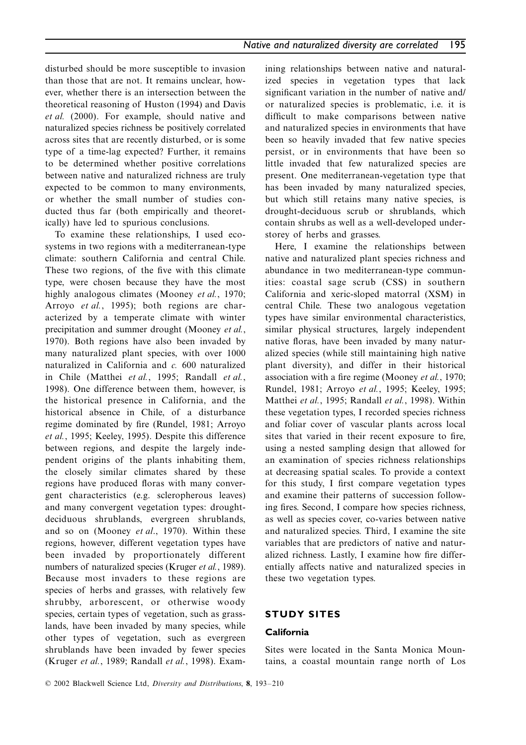disturbed should be more susceptible to invasion than those that are not. It remains unclear, however, whether there is an intersection between the theoretical reasoning of Huston (1994) and Davis *et al.* (2000). For example, should native and naturalized species richness be positively correlated across sites that are recently disturbed, or is some type of a time-lag expected? Further, it remains to be determined whether positive correlations between native and naturalized richness are truly expected to be common to many environments, or whether the small number of studies conducted thus far (both empirically and theoretically) have led to spurious conclusions.

To examine these relationships, I used ecosystems in two regions with a mediterranean-type climate: southern California and central Chile. These two regions, of the five with this climate type, were chosen because they have the most highly analogous climates (Mooney *et al.*, 1970; Arroyo *et al.*, 1995); both regions are characterized by a temperate climate with winter precipitation and summer drought (Mooney *et al.*, 1970). Both regions have also been invaded by many naturalized plant species, with over 1000 naturalized in California and *c.* 600 naturalized in Chile (Matthei *et al.*, 1995; Randall *et al.*, 1998). One difference between them, however, is the historical presence in California, and the historical absence in Chile, of a disturbance regime dominated by fire (Rundel, 1981; Arroyo *et al.*, 1995; Keeley, 1995). Despite this difference between regions, and despite the largely independent origins of the plants inhabiting them, the closely similar climates shared by these regions have produced floras with many convergent characteristics (e.g. sclerophyllous leaves) and many convergent vegetation types: drought-deciduous shrublands, evergreen shrublands, and so on (Mooney *et al.*, 1970). Within these regions, however, different vegetation types have been invaded by proportionately different numbers of naturalized species (Kruger *et al.*, 1989). Because most invaders to these regions are species of herbs and grasses, with relatively few shrubby, arborescent, or otherwise woody species, certain types of vegetation, such as grasslands, have been invaded by many species, while other types of vegetation, such as evergreen shrublands have been invaded by fewer species (Kruger *et al.*, 1989; Randall *et al.*, 1998). Examining relationships between native and naturalized species in vegetation types that lack significant variation in the number of native and/or naturalized species is problematic, i.e. it is difficult to make comparisons between native and naturalized species in environments that have been so heavily invaded that few native species persist, or in environments that have been so little invaded that few naturalized species are present. One mediterranean-vegetation type that has been invaded by many naturalized species, but which still retains many native species, is drought-deciduous scrub or shrublands, which contain shrubs as well as a well-developed understorey of herbs and grasses.

Here, I examine the relationships between native and naturalized plant species richness and abundance in two mediterranean-type communities: coastal sage scrub (CSS) in southern California and xeric-sloped matorral (XSM) in central Chile. These two analogous vegetation types have similar environmental characteristics, similar physical structures, largely independent native floras, have been invaded by many naturalized species (while still maintaining high native plant diversity), and differ in their historical association with a fire regime (Mooney *et al.*, 1970; Rundel, 1981; Arroyo *et al.*, 1995; Keeley, 1995; Matthei *et al.*, 1995; Randall *et al.*, 1998). Within these vegetation types, I recorded species richness and foliar cover of vascular plants across local sites that varied in their recent exposure to fire, using a nested sampling design that allowed for an examination of species richness relationships at decreasing spatial scales. To provide a context for this study, I first compare vegetation types and examine their patterns of succession following fires. Second, I compare how species richness, as well as species cover, co-varies between native and naturalized species. Third, I examine the site variables that are predictors of native and naturalized richness. Lastly, I examine how fire differentially affects native and naturalized species in these two vegetation types.

## STUDY SITES

### California

Sites were located in the Santa Monica Mountains, a coastal mountain range north of Los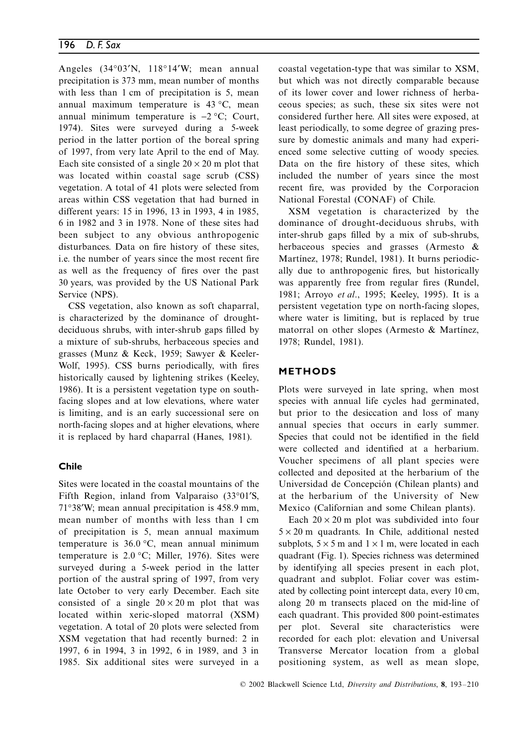Angeles (34°03′N, 118°14′W; mean annual precipitation is 373 mm, mean number of months with less than 1 cm of precipitation is 5, mean annual maximum temperature is 43 °C, mean annual minimum temperature is −2 °C; Court, 1974). Sites were surveyed during a 5-week period in the latter portion of the boreal spring of 1997, from very late April to the end of May. Each site consisted of a single $20 \times 20$ m plot that was located within coastal sage scrub (CSS) vegetation. A total of 41 plots were selected from areas within CSS vegetation that had burned in different years: 15 in 1996, 13 in 1993, 4 in 1985, 6 in 1982 and 3 in 1978. None of these sites had been subject to any obvious anthropogenic disturbances. Data on fire history of these sites, i.e. the number of years since the most recent fire as well as the frequency of fires over the past 30 years, was provided by the US National Park Service (NPS).

CSS vegetation, also known as soft chaparral, is characterized by the dominance of drought-deciduous shrubs, with inter-shrub gaps filled by a mixture of sub-shrubs, herbaceous species and grasses (Munz & Keck, 1959; Sawyer & Keeler-Wolf, 1995). CSS burns periodically, with fires historically caused by lightening strikes (Keeley, 1986). It is a persistent vegetation type on south-facing slopes and at low elevations, where water is limiting, and is an early successional sere on north-facing slopes and at higher elevations, where it is replaced by hard chaparral (Hanes, 1981).

### Chile

Sites were located in the coastal mountains of the Fifth Region, inland from Valparaiso (33°01′S, 71°38′W; mean annual precipitation is 458.9 mm, mean number of months with less than 1 cm of precipitation is 5, mean annual maximum temperature is 36.0 °C, mean annual minimum temperature is 2.0 °C; Miller, 1976). Sites were surveyed during a 5-week period in the latter portion of the austral spring of 1997, from very late October to very early December. Each site consisted of a single $20 \times 20$ m plot that was located within xeric-sloped matorral (XSM) vegetation. A total of 20 plots were selected from XSM vegetation that had recently burned: 2 in 1997, 6 in 1994, 3 in 1992, 6 in 1989, and 3 in 1985. Six additional sites were surveyed in a coastal vegetation-type that was similar to XSM, but which was not directly comparable because of its lower cover and lower richness of herbaceous species; as such, these six sites were not considered further here. All sites were exposed, at least periodically, to some degree of grazing pressure by domestic animals and many had experienced some selective cutting of woody species. Data on the fire history of these sites, which included the number of years since the most recent fire, was provided by the Corporacion National Forestal (CONAF) of Chile.

XSM vegetation is characterized by the dominance of drought-deciduous shrubs, with inter-shrub gaps filled by a mix of sub-shrubs, herbaceous species and grasses (Armesto & Martínez, 1978; Rundel, 1981). It burns periodically due to anthropogenic fires, but historically was apparently free from regular fires (Rundel, 1981; Arroyo *et al*., 1995; Keeley, 1995). It is a persistent vegetation type on north-facing slopes, where water is limiting, but is replaced by true matorral on other slopes (Armesto & Martínez, 1978; Rundel, 1981).

## METHODS

Plots were surveyed in late spring, when most species with annual life cycles had germinated, but prior to the desiccation and loss of many annual species that occurs in early summer. Species that could not be identified in the field were collected and identified at a herbarium. Voucher specimens of all plant species were collected and deposited at the herbarium of the Universidad de Concepción (Chilean plants) and at the herbarium of the University of New Mexico (Californian and some Chilean plants).

Each $20 \times 20$ m plot was subdivided into four $5 \times 20$ m quadrants. In Chile, additional nested subplots, $5 \times 5$ m and $1 \times 1$ m, were located in each quadrant (Fig. 1). Species richness was determined by identifying all species present in each plot, quadrant and subplot. Foliar cover was estimated by collecting point intercept data, every 10 cm, along 20 m transects placed on the mid-line of each quadrant. This provided 800 point-estimates per plot. Several site characteristics were recorded for each plot: elevation and Universal Transverse Mercator location from a global positioning system, as well as mean slope,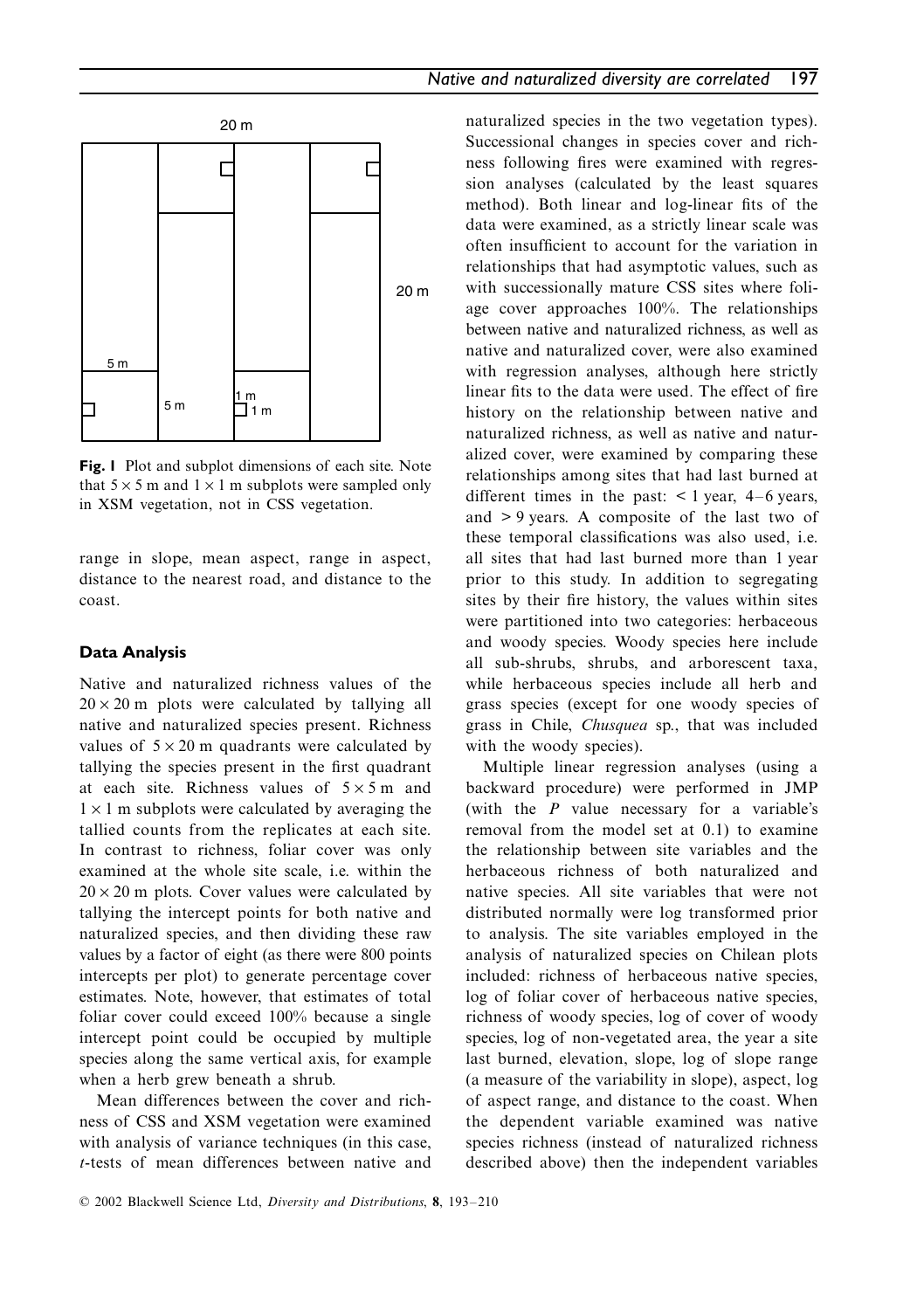20 m

20 m

5 m

5 m

1 m

1 m

**Fig. 1** Plot and subplot dimensions of each site. Note that $5 \times 5$ m and $1 \times 1$ m subplots were sampled only in XSM vegetation, not in CSS vegetation.

range in slope, mean aspect, range in aspect, distance to the nearest road, and distance to the coast.

## Data Analysis

Native and naturalized richness values of the $20 \times 20$ m plots were calculated by tallying all native and naturalized species present. Richness values of $5 \times 20$ m quadrants were calculated by tallying the species present in the first quadrant at each site. Richness values of $5 \times 5$ m and $1 \times 1$ m subplots were calculated by averaging the tallied counts from the replicates at each site. In contrast to richness, foliar cover was only examined at the whole site scale, i.e. within the $20 \times 20$ m plots. Cover values were calculated by tallying the intercept points for both native and naturalized species, and then dividing these raw values by a factor of eight (as there were 800 points intercepts per plot) to generate percentage cover estimates. Note, however, that estimates of total foliar cover could exceed 100% because a single intercept point could be occupied by multiple species along the same vertical axis, for example when a herb grew beneath a shrub.

Mean differences between the cover and richness of CSS and XSM vegetation were examined with analysis of variance techniques (in this case, *t*-tests of mean differences between native and naturalized species in the two vegetation types). Successional changes in species cover and richness following fires were examined with regression analyses (calculated by the least squares method). Both linear and log-linear fits of the data were examined, as a strictly linear scale was often insufficient to account for the variation in relationships that had asymptotic values, such as with successionally mature CSS sites where foliage cover approaches 100%. The relationships between native and naturalized richness, as well as native and naturalized cover, were also examined with regression analyses, although here strictly linear fits to the data were used. The effect of fire history on the relationship between native and naturalized richness, as well as native and naturalized cover, were examined by comparing these relationships among sites that had last burned at different times in the past: < 1 year, 4–6 years, and > 9 years. A composite of the last two of these temporal classifications was also used, i.e. all sites that had last burned more than 1 year prior to this study. In addition to segregating sites by their fire history, the values within sites were partitioned into two categories: herbaceous and woody species. Woody species here include all sub-shrubs, shrubs, and arborescent taxa, while herbaceous species include all herb and grass species (except for one woody species of grass in Chile, *Chusquea* sp., that was included with the woody species).

Multiple linear regression analyses (using a backward procedure) were performed in JMP (with the *P* value necessary for a variable's removal from the model set at 0.1) to examine the relationship between site variables and the herbaceous richness of both naturalized and native species. All site variables that were not distributed normally were log transformed prior to analysis. The site variables employed in the analysis of naturalized species on Chilean plots included: richness of herbaceous native species, log of foliar cover of herbaceous native species, richness of woody species, log of cover of woody species, log of non-vegetated area, the year a site last burned, elevation, slope, log of slope range (a measure of the variability in slope), aspect, log of aspect range, and distance to the coast. When the dependent variable examined was native species richness (instead of naturalized richness described above) then the independent variables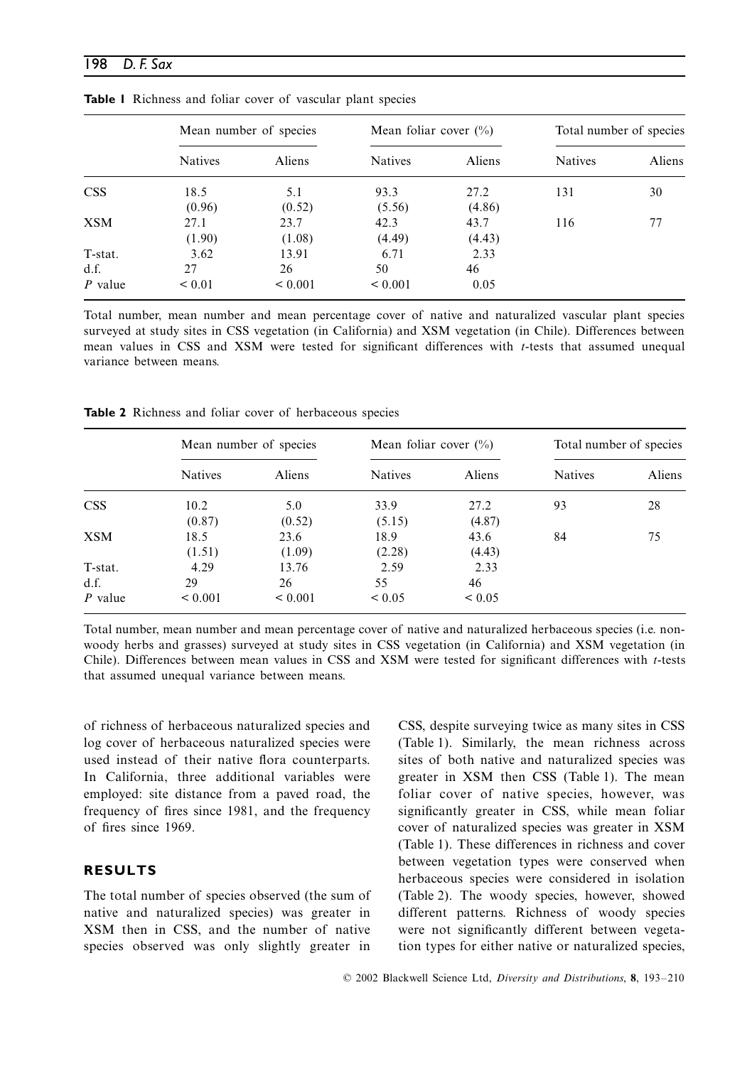**Table 1** Richness and foliar cover of vascular plant species

| | Mean number of species | | Mean foliar cover (%) | | Total number of species | |
|---|---|---|---|---|---|---|
| | Natives | Aliens | Natives | Aliens | Natives | Aliens |
| CSS | 18.5 (0.96) | 5.1 (0.52) | 93.3 (5.56) | 27.2 (4.86) | 131 | 30 |
| XSM | 27.1 (1.90) | 23.7 (1.08) | 42.3 (4.49) | 43.7 (4.43) | 116 | 77 |
| T-stat. | 3.62 | 13.91 | 6.71 | 2.33 | | |
| d.f. | 27 | 26 | 50 | 46 | | |
| *P* value | < 0.01 | < 0.001 | < 0.001 | 0.05 | | |

Total number, mean number and mean percentage cover of native and naturalized vascular plant species surveyed at study sites in CSS vegetation (in California) and XSM vegetation (in Chile). Differences between mean values in CSS and XSM were tested for significant differences with *t*-tests that assumed unequal variance between means.

**Table 2** Richness and foliar cover of herbaceous species

| | Mean number of species | | Mean foliar cover (%) | | Total number of species | |
|---|---|---|---|---|---|---|
| | Natives | Aliens | Natives | Aliens | Natives | Aliens |
| CSS | 10.2 (0.87) | 5.0 (0.52) | 33.9 (5.15) | 27.2 (4.87) | 93 | 28 |
| XSM | 18.5 (1.51) | 23.6 (1.09) | 18.9 (2.28) | 43.6 (4.43) | 84 | 75 |
| T-stat. | 4.29 | 13.76 | 2.59 | 2.33 | | |
| d.f. | 29 | 26 | 55 | 46 | | |
| *P* value | < 0.001 | < 0.001 | < 0.05 | < 0.05 | | |

Total number, mean number and mean percentage cover of native and naturalized herbaceous species (i.e. non-woody herbs and grasses) surveyed at study sites in CSS vegetation (in California) and XSM vegetation (in Chile). Differences between mean values in CSS and XSM were tested for significant differences with *t*-tests that assumed unequal variance between means.

of richness of herbaceous naturalized species and log cover of herbaceous naturalized species were used instead of their native flora counterparts. In California, three additional variables were employed: site distance from a paved road, the frequency of fires since 1981, and the frequency of fires since 1969.

## RESULTS

The total number of species observed (the sum of native and naturalized species) was greater in XSM then in CSS, and the number of native species observed was only slightly greater in CSS, despite surveying twice as many sites in CSS (Table 1). Similarly, the mean richness across sites of both native and naturalized species was greater in XSM then CSS (Table 1). The mean foliar cover of native species, however, was significantly greater in CSS, while mean foliar cover of naturalized species was greater in XSM (Table 1). These differences in richness and cover between vegetation types were conserved when herbaceous species were considered in isolation (Table 2). The woody species, however, showed different patterns. Richness of woody species were not significantly different between vegetation types for either native or naturalized species,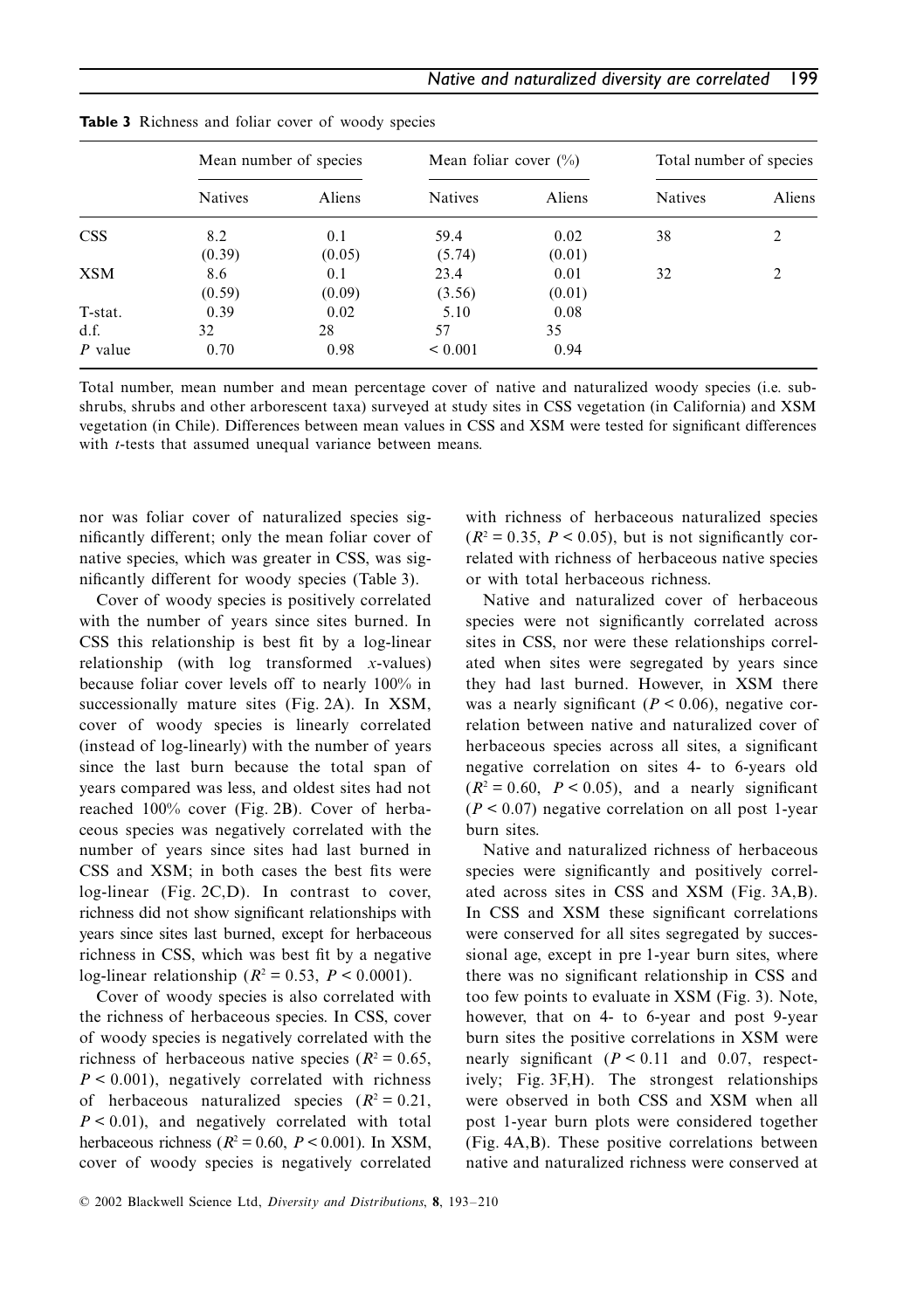**Table 3** Richness and foliar cover of woody species

| | Mean number of species | | Mean foliar cover (%) | | Total number of species | |
|---|---|---|---|---|---|---|
| | Natives | Aliens | Natives | Aliens | Natives | Aliens |
| CSS | 8.2 (0.39) | 0.1 (0.05) | 59.4 (5.74) | 0.02 (0.01) | 38 | 2 |
| XSM | 8.6 (0.59) | 0.1 (0.09) | 23.4 (3.56) | 0.01 (0.01) | 32 | 2 |
| T-stat. | 0.39 | 0.02 | 5.10 | 0.08 | | |
| d.f. | 32 | 28 | 57 | 35 | | |
| *P* value | 0.70 | 0.98 | < 0.001 | 0.94 | | |

Total number, mean number and mean percentage cover of native and naturalized woody species (i.e. sub-shrubs, shrubs and other arborescent taxa) surveyed at study sites in CSS vegetation (in California) and XSM vegetation (in Chile). Differences between mean values in CSS and XSM were tested for significant differences with *t*-tests that assumed unequal variance between means.

nor was foliar cover of naturalized species significantly different; only the mean foliar cover of native species, which was greater in CSS, was significantly different for woody species (Table 3).

Cover of woody species is positively correlated with the number of years since sites burned. In CSS this relationship is best fit by a log-linear relationship (with log transformed *x*-values) because foliar cover levels off to nearly 100% in successionally mature sites (Fig. 2A). In XSM, cover of woody species is linearly correlated (instead of log-linearly) with the number of years since the last burn because the total span of years compared was less, and oldest sites had not reached 100% cover (Fig. 2B). Cover of herbaceous species was negatively correlated with the number of years since sites had last burned in CSS and XSM; in both cases the best fits were log-linear (Fig. 2C,D). In contrast to cover, richness did not show significant relationships with years since sites last burned, except for herbaceous richness in CSS, which was best fit by a negative log-linear relationship ($R^2 = 0.53$, $P < 0.0001$).

Cover of woody species is also correlated with the richness of herbaceous species. In CSS, cover of woody species is negatively correlated with the richness of herbaceous native species ($R^2 = 0.65$, $P < 0.001$), negatively correlated with richness of herbaceous naturalized species ($R^2 = 0.21$, $P < 0.01$), and negatively correlated with total herbaceous richness ($R^2 = 0.60$, $P < 0.001$). In XSM, cover of woody species is negatively correlated with richness of herbaceous naturalized species ($R^2 = 0.35$, $P < 0.05$), but is not significantly correlated with richness of herbaceous native species or with total herbaceous richness.

Native and naturalized cover of herbaceous species were not significantly correlated across sites in CSS, nor were these relationships correlated when sites were segregated by years since they had last burned. However, in XSM there was a nearly significant ($P < 0.06$), negative correlation between native and naturalized cover of herbaceous species across all sites, a significant negative correlation on sites 4- to 6-years old ($R^2 = 0.60$, $P < 0.05$), and a nearly significant ($P < 0.07$) negative correlation on all post 1-year burn sites.

Native and naturalized richness of herbaceous species were significantly and positively correlated across sites in CSS and XSM (Fig. 3A,B). In CSS and XSM these significant correlations were conserved for all sites segregated by successional age, except in pre 1-year burn sites, where there was no significant relationship in CSS and too few points to evaluate in XSM (Fig. 3). Note, however, that on 4- to 6-year and post 9-year burn sites the positive correlations in XSM were nearly significant ($P < 0.11$ and $0.07$, respectively; Fig. 3F,H). The strongest relationships were observed in both CSS and XSM when all post 1-year burn plots were considered together (Fig. 4A,B). These positive correlations between native and naturalized richness were conserved at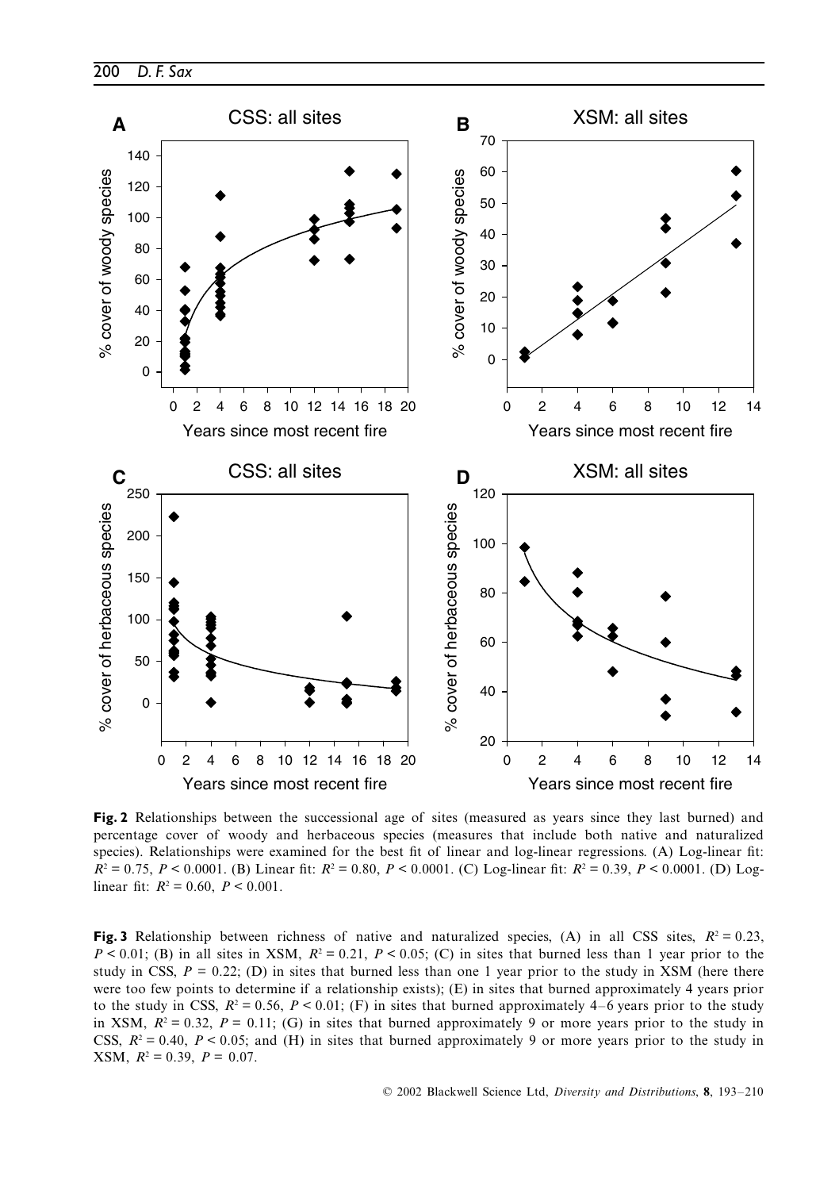**Fig. 2** Relationships between the successional age of sites (measured as years since they last burned) and percentage cover of woody and herbaceous species (measures that include both native and naturalized species). Relationships were examined for the best fit of linear and log-linear regressions. (A) Log-linear fit: $R^2 = 0.75$, $P < 0.0001$. (B) Linear fit: $R^2 = 0.80$, $P < 0.0001$. (C) Log-linear fit: $R^2 = 0.39$, $P < 0.0001$. (D) Log-linear fit: $R^2 = 0.60$, $P < 0.001$.

**Fig. 3** Relationship between richness of native and naturalized species, (A) in all CSS sites, $R^2 = 0.23$, $P < 0.01$; (B) in all sites in XSM, $R^2 = 0.21$, $P < 0.05$; (C) in sites that burned less than 1 year prior to the study in CSS, $P = 0.22$; (D) in sites that burned less than one 1 year prior to the study in XSM (here there were too few points to determine if a relationship exists); (E) in sites that burned approximately 4 years prior to the study in CSS, $R^2 = 0.56$, $P < 0.01$; (F) in sites that burned approximately 4–6 years prior to the study in XSM, $R^2 = 0.32$, $P = 0.11$; (G) in sites that burned approximately 9 or more years prior to the study in CSS, $R^2 = 0.40$, $P < 0.05$; and (H) in sites that burned approximately 9 or more years prior to the study in XSM, $R^2 = 0.39$, $P = 0.07$.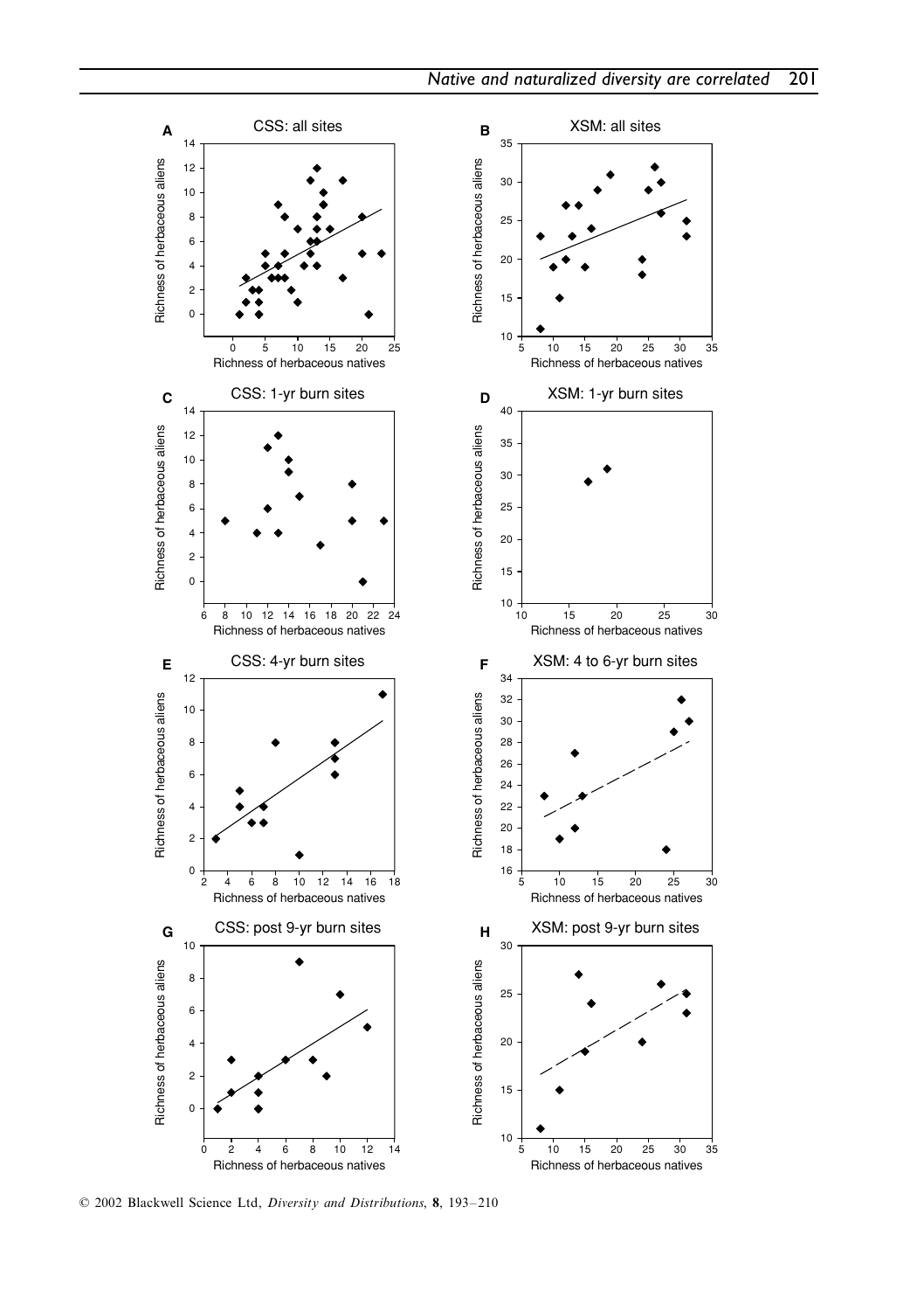**A** CSS: all sites

**B** XSM: all sites

**C** CSS: 1-yr burn sites

**D** XSM: 1-yr burn sites

**E** CSS: 4-yr burn sites

**F** XSM: 4 to 6-yr burn sites

**G** CSS: post 9-yr burn sites

**H** XSM: post 9-yr burn sites

Richness of herbaceous aliens

Richness of herbaceous natives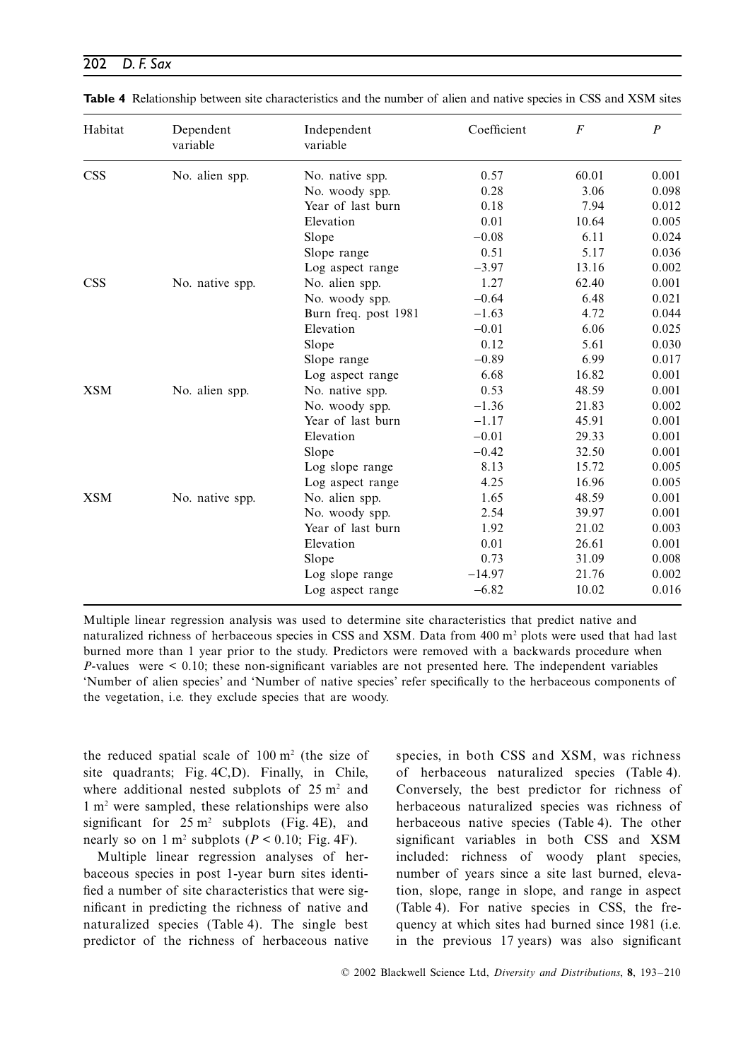**Table 4** Relationship between site characteristics and the number of alien and native species in CSS and XSM sites

| Habitat | Dependent variable | Independent variable | Coefficient | $F$ | $P$ |
|---|---|---|---|---|---|
| CSS | No. alien spp. | No. native spp. | 0.57 | 60.01 | 0.001 |
| | | No. woody spp. | 0.28 | 3.06 | 0.098 |
| | | Year of last burn | 0.18 | 7.94 | 0.012 |
| | | Elevation | 0.01 | 10.64 | 0.005 |
| | | Slope | −0.08 | 6.11 | 0.024 |
| | | Slope range | 0.51 | 5.17 | 0.036 |
| | | Log aspect range | −3.97 | 13.16 | 0.002 |
| CSS | No. native spp. | No. alien spp. | 1.27 | 62.40 | 0.001 |
| | | No. woody spp. | −0.64 | 6.48 | 0.021 |
| | | Burn freq. post 1981 | −1.63 | 4.72 | 0.044 |
| | | Elevation | −0.01 | 6.06 | 0.025 |
| | | Slope | 0.12 | 5.61 | 0.030 |
| | | Slope range | −0.89 | 6.99 | 0.017 |
| | | Log aspect range | 6.68 | 16.82 | 0.001 |
| XSM | No. alien spp. | No. native spp. | 0.53 | 48.59 | 0.001 |
| | | No. woody spp. | −1.36 | 21.83 | 0.002 |
| | | Year of last burn | −1.17 | 45.91 | 0.001 |
| | | Elevation | −0.01 | 29.33 | 0.001 |
| | | Slope | −0.42 | 32.50 | 0.001 |
| | | Log slope range | 8.13 | 15.72 | 0.005 |
| | | Log aspect range | 4.25 | 16.96 | 0.005 |
| XSM | No. native spp. | No. alien spp. | 1.65 | 48.59 | 0.001 |
| | | No. woody spp. | 2.54 | 39.97 | 0.001 |
| | | Year of last burn | 1.92 | 21.02 | 0.003 |
| | | Elevation | 0.01 | 26.61 | 0.001 |
| | | Slope | 0.73 | 31.09 | 0.008 |
| | | Log slope range | −14.97 | 21.76 | 0.002 |
| | | Log aspect range | −6.82 | 10.02 | 0.016 |

Multiple linear regression analysis was used to determine site characteristics that predict native and naturalized richness of herbaceous species in CSS and XSM. Data from 400 $m^2$ plots were used that had last burned more than 1 year prior to the study. Predictors were removed with a backwards procedure when $P$-values were $< 0.10$; these non-significant variables are not presented here. The independent variables 'Number of alien species' and 'Number of native species' refer specifically to the herbaceous components of the vegetation, i.e. they exclude species that are woody.

the reduced spatial scale of 100 $m^2$ (the size of site quadrants; Fig. 4C,D). Finally, in Chile, where additional nested subplots of 25 $m^2$ and 1 $m^2$ were sampled, these relationships were also significant for 25 $m^2$ subplots (Fig. 4E), and nearly so on 1 $m^2$ subplots ($P < 0.10$; Fig. 4F).

Multiple linear regression analyses of herbaceous species in post 1-year burn sites identified a number of site characteristics that were significant in predicting the richness of native and naturalized species (Table 4). The single best predictor of the richness of herbaceous native species, in both CSS and XSM, was richness of herbaceous naturalized species (Table 4). Conversely, the best predictor for richness of herbaceous naturalized species was richness of herbaceous native species (Table 4). The other significant variables in both CSS and XSM included: richness of woody plant species, number of years since a site last burned, elevation, slope, range in slope, and range in aspect (Table 4). For native species in CSS, the frequency at which sites had burned since 1981 (i.e. in the previous 17 years) was also significant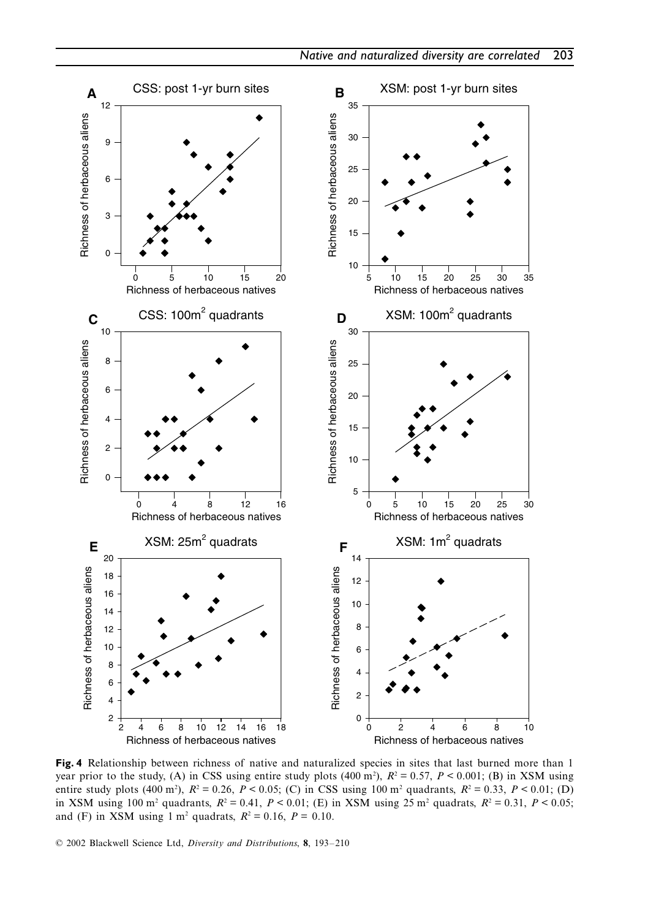**Fig. 4** Relationship between richness of native and naturalized species in sites that last burned more than 1 year prior to the study, (A) in CSS using entire study plots (400 m$^2$), $R^2 = 0.57$, $P < 0.001$; (B) in XSM using entire study plots (400 m$^2$), $R^2 = 0.26$, $P < 0.05$; (C) in CSS using 100 m$^2$ quadrants, $R^2 = 0.33$, $P < 0.01$; (D) in XSM using 100 m$^2$ quadrants, $R^2 = 0.41$, $P < 0.01$; (E) in XSM using 25 m$^2$ quadrats, $R^2 = 0.31$, $P < 0.05$; and (F) in XSM using 1 m$^2$ quadrats, $R^2 = 0.16$, $P = 0.10$.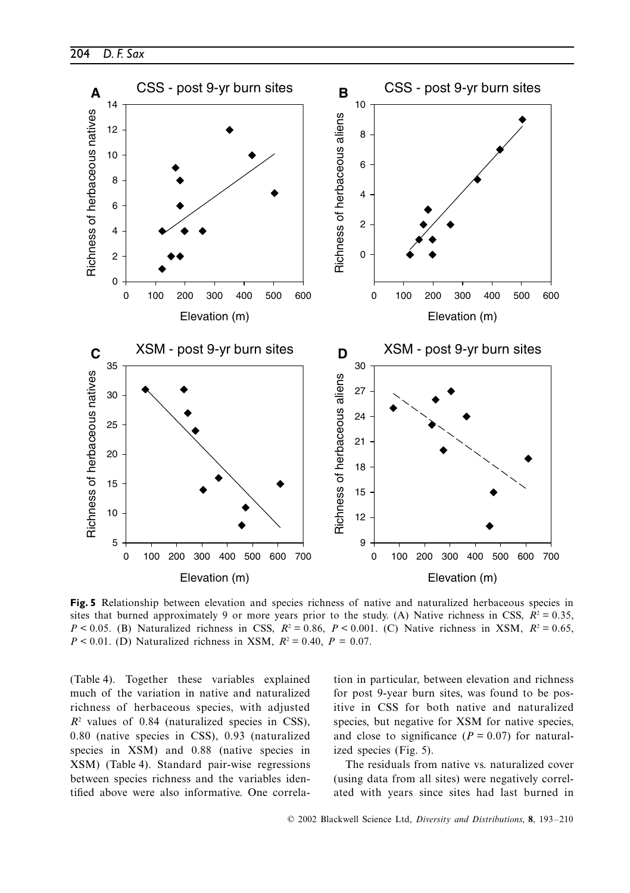**Fig. 5** Relationship between elevation and species richness of native and naturalized herbaceous species in sites that burned approximately 9 or more years prior to the study. (A) Native richness in CSS, $R^2 = 0.35$, $P < 0.05$. (B) Naturalized richness in CSS, $R^2 = 0.86$, $P < 0.001$. (C) Native richness in XSM, $R^2 = 0.65$, $P < 0.01$. (D) Naturalized richness in XSM, $R^2 = 0.40$, $P = 0.07$.

(Table 4). Together these variables explained much of the variation in native and naturalized richness of herbaceous species, with adjusted $R^2$ values of 0.84 (naturalized species in CSS), 0.80 (native species in CSS), 0.93 (naturalized species in XSM) and 0.88 (native species in XSM) (Table 4). Standard pair-wise regressions between species richness and the variables identified above were also informative. One correlation in particular, between elevation and richness for post 9-year burn sites, was found to be positive in CSS for both native and naturalized species, but negative for XSM for native species, and close to significance ($P = 0.07$) for naturalized species (Fig. 5).

The residuals from native vs. naturalized cover (using data from all sites) were negatively correlated with years since sites had last burned in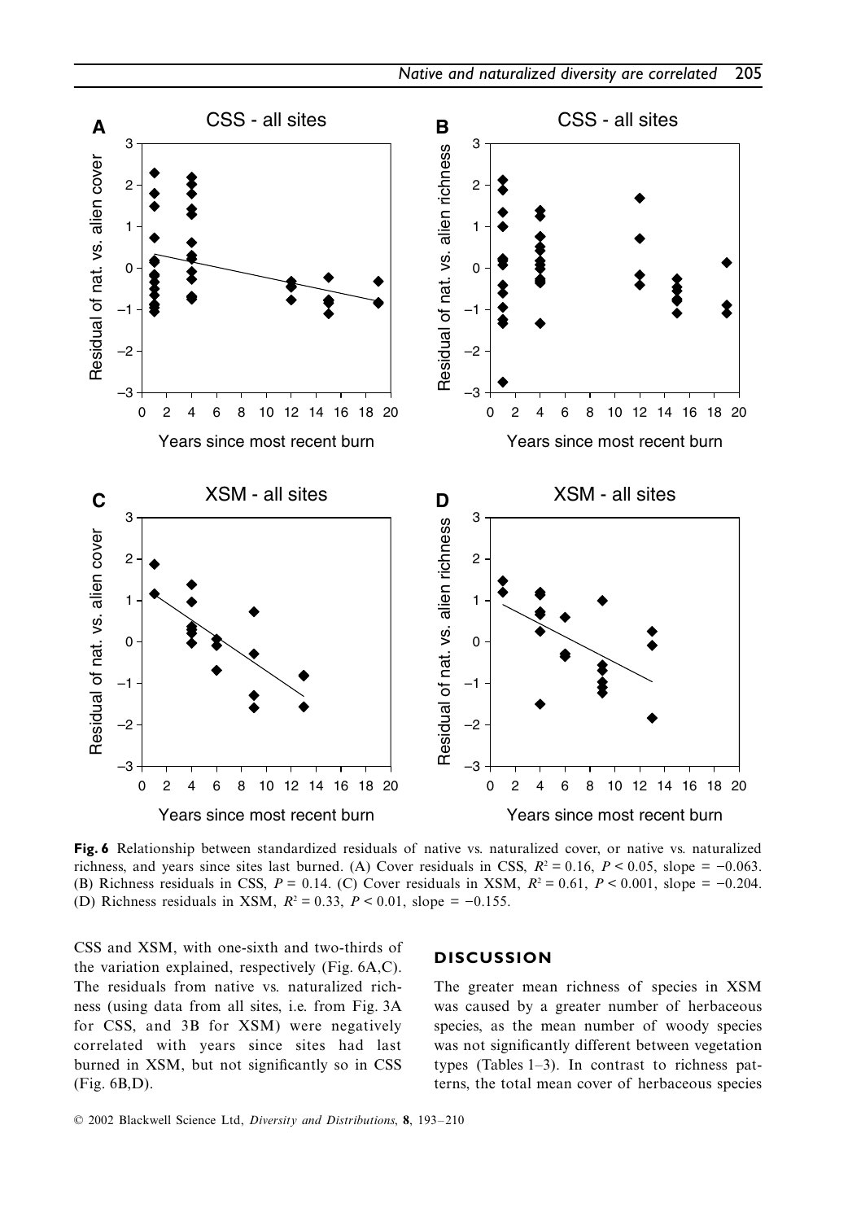**Fig. 6** Relationship between standardized residuals of native vs. naturalized cover, or native vs. naturalized richness, and years since sites last burned. (A) Cover residuals in CSS, $R^2 = 0.16$, $P < 0.05$, slope = −0.063. (B) Richness residuals in CSS, $P = 0.14$. (C) Cover residuals in XSM, $R^2 = 0.61$, $P < 0.001$, slope = −0.204. (D) Richness residuals in XSM, $R^2 = 0.33$, $P < 0.01$, slope = −0.155.

CSS and XSM, with one-sixth and two-thirds of the variation explained, respectively (Fig. 6A,C). The residuals from native vs. naturalized richness (using data from all sites, i.e. from Fig. 3A for CSS, and 3B for XSM) were negatively correlated with years since sites had last burned in XSM, but not significantly so in CSS (Fig. 6B,D).

## DISCUSSION

The greater mean richness of species in XSM was caused by a greater number of herbaceous species, as the mean number of woody species was not significantly different between vegetation types (Tables 1–3). In contrast to richness patterns, the total mean cover of herbaceous species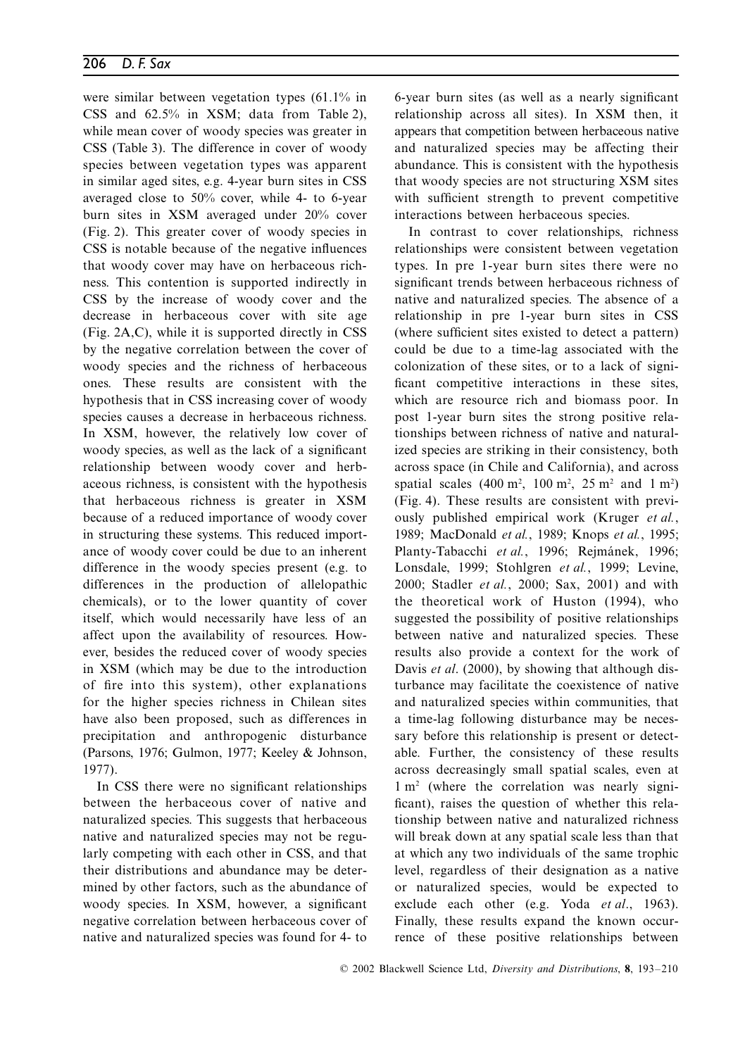were similar between vegetation types (61.1% in CSS and 62.5% in XSM; data from Table 2), while mean cover of woody species was greater in CSS (Table 3). The difference in cover of woody species between vegetation types was apparent in similar aged sites, e.g. 4-year burn sites in CSS averaged close to 50% cover, while 4- to 6-year burn sites in XSM averaged under 20% cover (Fig. 2). This greater cover of woody species in CSS is notable because of the negative influences that woody cover may have on herbaceous richness. This contention is supported indirectly in CSS by the increase of woody cover and the decrease in herbaceous cover with site age (Fig. 2A,C), while it is supported directly in CSS by the negative correlation between the cover of woody species and the richness of herbaceous ones. These results are consistent with the hypothesis that in CSS increasing cover of woody species causes a decrease in herbaceous richness. In XSM, however, the relatively low cover of woody species, as well as the lack of a significant relationship between woody cover and herbaceous richness, is consistent with the hypothesis that herbaceous richness is greater in XSM because of a reduced importance of woody cover in structuring these systems. This reduced importance of woody cover could be due to an inherent difference in the woody species present (e.g. to differences in the production of allelopathic chemicals), or to the lower quantity of cover itself, which would necessarily have less of an affect upon the availability of resources. However, besides the reduced cover of woody species in XSM (which may be due to the introduction of fire into this system), other explanations for the higher species richness in Chilean sites have also been proposed, such as differences in precipitation and anthropogenic disturbance (Parsons, 1976; Gulmon, 1977; Keeley & Johnson, 1977).

In CSS there were no significant relationships between the herbaceous cover of native and naturalized species. This suggests that herbaceous native and naturalized species may not be regularly competing with each other in CSS, and that their distributions and abundance may be determined by other factors, such as the abundance of woody species. In XSM, however, a significant negative correlation between herbaceous cover of native and naturalized species was found for 4- to 6-year burn sites (as well as a nearly significant relationship across all sites). In XSM then, it appears that competition between herbaceous native and naturalized species may be affecting their abundance. This is consistent with the hypothesis that woody species are not structuring XSM sites with sufficient strength to prevent competitive interactions between herbaceous species.

In contrast to cover relationships, richness relationships were consistent between vegetation types. In pre 1-year burn sites there were no significant trends between herbaceous richness of native and naturalized species. The absence of a relationship in pre 1-year burn sites in CSS (where sufficient sites existed to detect a pattern) could be due to a time-lag associated with the colonization of these sites, or to a lack of significant competitive interactions in these sites, which are resource rich and biomass poor. In post 1-year burn sites the strong positive relationships between richness of native and naturalized species are striking in their consistency, both across space (in Chile and California), and across spatial scales (400 $m^2$, 100 $m^2$, 25 $m^2$ and 1 $m^2$) (Fig. 4). These results are consistent with previously published empirical work (Kruger *et al.*, 1989; MacDonald *et al.*, 1989; Knops *et al.*, 1995; Planty-Tabacchi *et al.*, 1996; Rejmánek, 1996; Lonsdale, 1999; Stohlgren *et al.*, 1999; Levine, 2000; Stadler *et al.*, 2000; Sax, 2001) and with the theoretical work of Huston (1994), who suggested the possibility of positive relationships between native and naturalized species. These results also provide a context for the work of Davis *et al*. (2000), by showing that although disturbance may facilitate the coexistence of native and naturalized species within communities, that a time-lag following disturbance may be necessary before this relationship is present or detectable. Further, the consistency of these results across decreasingly small spatial scales, even at 1 $m^2$ (where the correlation was nearly significant), raises the question of whether this relationship between native and naturalized richness will break down at any spatial scale less than that at which any two individuals of the same trophic level, regardless of their designation as a native or naturalized species, would be expected to exclude each other (e.g. Yoda *et al*., 1963). Finally, these results expand the known occurrence of these positive relationships between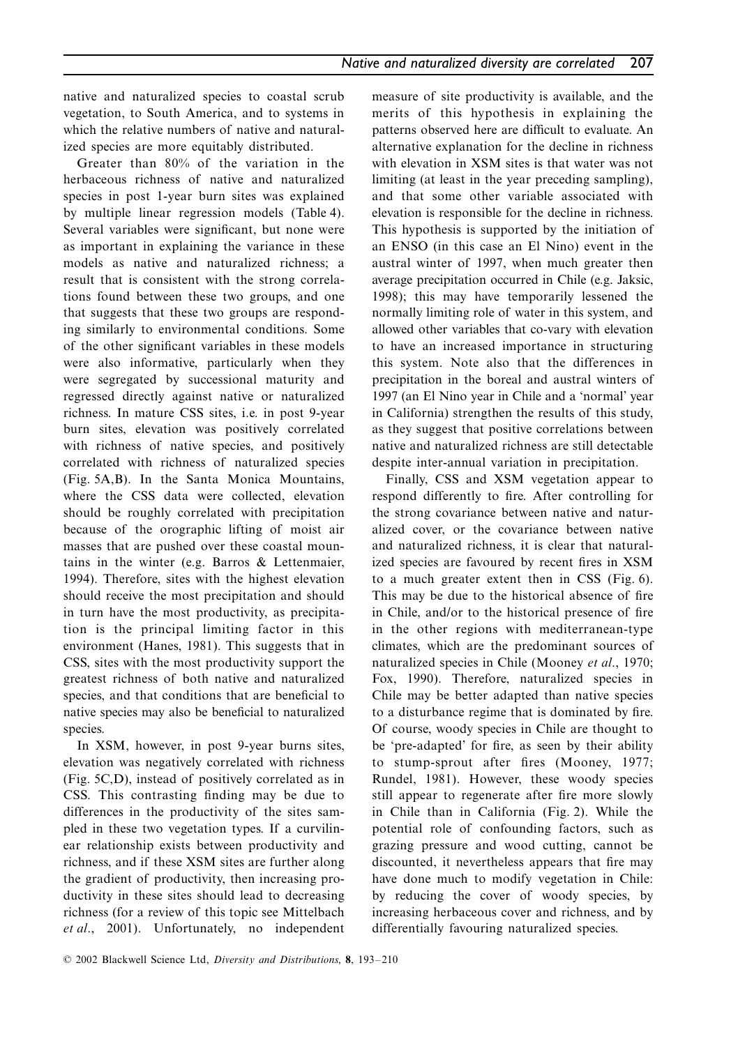native and naturalized species to coastal scrub vegetation, to South America, and to systems in which the relative numbers of native and naturalized species are more equitably distributed.

Greater than 80% of the variation in the herbaceous richness of native and naturalized species in post 1-year burn sites was explained by multiple linear regression models (Table 4). Several variables were significant, but none were as important in explaining the variance in these models as native and naturalized richness; a result that is consistent with the strong correlations found between these two groups, and one that suggests that these two groups are responding similarly to environmental conditions. Some of the other significant variables in these models were also informative, particularly when they were segregated by successional maturity and regressed directly against native or naturalized richness. In mature CSS sites, i.e. in post 9-year burn sites, elevation was positively correlated with richness of native species, and positively correlated with richness of naturalized species (Fig. 5A,B). In the Santa Monica Mountains, where the CSS data were collected, elevation should be roughly correlated with precipitation because of the orographic lifting of moist air masses that are pushed over these coastal mountains in the winter (e.g. Barros & Lettenmaier, 1994). Therefore, sites with the highest elevation should receive the most precipitation and should in turn have the most productivity, as precipitation is the principal limiting factor in this environment (Hanes, 1981). This suggests that in CSS, sites with the most productivity support the greatest richness of both native and naturalized species, and that conditions that are beneficial to native species may also be beneficial to naturalized species.

In XSM, however, in post 9-year burns sites, elevation was negatively correlated with richness (Fig. 5C,D), instead of positively correlated as in CSS. This contrasting finding may be due to differences in the productivity of the sites sampled in these two vegetation types. If a curvilinear relationship exists between productivity and richness, and if these XSM sites are further along the gradient of productivity, then increasing productivity in these sites should lead to decreasing richness (for a review of this topic see Mittelbach *et al*., 2001). Unfortunately, no independent measure of site productivity is available, and the merits of this hypothesis in explaining the patterns observed here are difficult to evaluate. An alternative explanation for the decline in richness with elevation in XSM sites is that water was not limiting (at least in the year preceding sampling), and that some other variable associated with elevation is responsible for the decline in richness. This hypothesis is supported by the initiation of an ENSO (in this case an El Nino) event in the austral winter of 1997, when much greater then average precipitation occurred in Chile (e.g. Jaksic, 1998); this may have temporarily lessened the normally limiting role of water in this system, and allowed other variables that co-vary with elevation to have an increased importance in structuring this system. Note also that the differences in precipitation in the boreal and austral winters of 1997 (an El Nino year in Chile and a 'normal' year in California) strengthen the results of this study, as they suggest that positive correlations between native and naturalized richness are still detectable despite inter-annual variation in precipitation.

Finally, CSS and XSM vegetation appear to respond differently to fire. After controlling for the strong covariance between native and naturalized cover, or the covariance between native and naturalized richness, it is clear that naturalized species are favoured by recent fires in XSM to a much greater extent then in CSS (Fig. 6). This may be due to the historical absence of fire in Chile, and/or to the historical presence of fire in the other regions with mediterranean-type climates, which are the predominant sources of naturalized species in Chile (Mooney *et al*., 1970; Fox, 1990). Therefore, naturalized species in Chile may be better adapted than native species to a disturbance regime that is dominated by fire. Of course, woody species in Chile are thought to be 'pre-adapted' for fire, as seen by their ability to stump-sprout after fires (Mooney, 1977; Rundel, 1981). However, these woody species still appear to regenerate after fire more slowly in Chile than in California (Fig. 2). While the potential role of confounding factors, such as grazing pressure and wood cutting, cannot be discounted, it nevertheless appears that fire may have done much to modify vegetation in Chile: by reducing the cover of woody species, by increasing herbaceous cover and richness, and by differentially favouring naturalized species.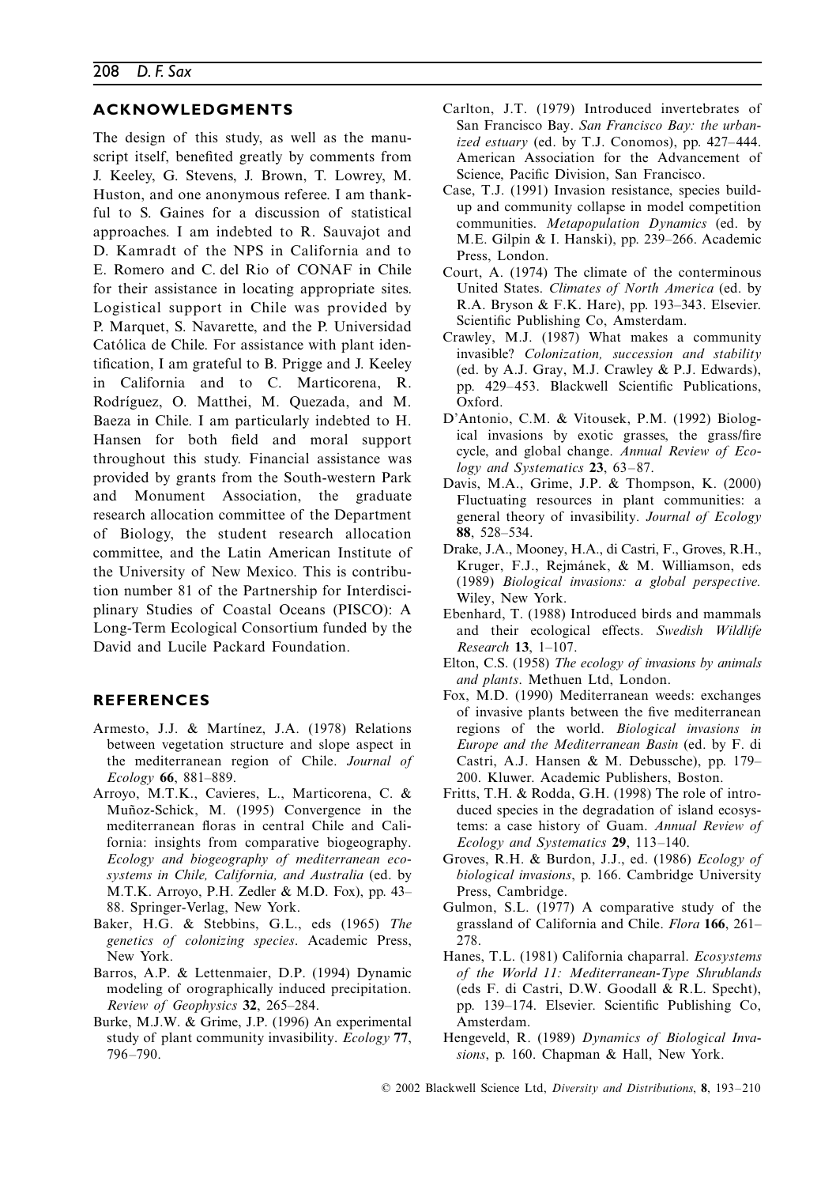## ACKNOWLEDGMENTS

The design of this study, as well as the manuscript itself, benefited greatly by comments from J. Keeley, G. Stevens, J. Brown, T. Lowrey, M. Huston, and one anonymous referee. I am thankful to S. Gaines for a discussion of statistical approaches. I am indebted to R. Sauvajot and D. Kamradt of the NPS in California and to E. Romero and C. del Rio of CONAF in Chile for their assistance in locating appropriate sites. Logistical support in Chile was provided by P. Marquet, S. Navarette, and the P. Universidad Católica de Chile. For assistance with plant identification, I am grateful to B. Prigge and J. Keeley in California and to C. Marticorena, R. Rodríguez, O. Matthei, M. Quezada, and M. Baeza in Chile. I am particularly indebted to H. Hansen for both field and moral support throughout this study. Financial assistance was provided by grants from the South-western Park and Monument Association, the graduate research allocation committee of the Department of Biology, the student research allocation committee, and the Latin American Institute of the University of New Mexico. This is contribution number 81 of the Partnership for Interdisciplinary Studies of Coastal Oceans (PISCO): A Long-Term Ecological Consortium funded by the David and Lucile Packard Foundation.

## REFERENCES

Armesto, J.J. & Martínez, J.A. (1978) Relations between vegetation structure and slope aspect in the mediterranean region of Chile. *Journal of Ecology* **66**, 881–889.

Arroyo, M.T.K., Cavieres, L., Marticorena, C. & Muñoz-Schick, M. (1995) Convergence in the mediterranean floras in central Chile and California: insights from comparative biogeography. *Ecology and biogeography of mediterranean ecosystems in Chile, California, and Australia* (ed. by M.T.K. Arroyo, P.H. Zedler & M.D. Fox), pp. 43–88. Springer-Verlag, New York.

Baker, H.G. & Stebbins, G.L., eds (1965) *The genetics of colonizing species*. Academic Press, New York.

Barros, A.P. & Lettenmaier, D.P. (1994) Dynamic modeling of orographically induced precipitation. *Review of Geophysics* **32**, 265–284.

Burke, M.J.W. & Grime, J.P. (1996) An experimental study of plant community invasibility. *Ecology* **77**, 796–790.

Carlton, J.T. (1979) Introduced invertebrates of San Francisco Bay. *San Francisco Bay: the urbanized estuary* (ed. by T.J. Conomos), pp. 427–444. American Association for the Advancement of Science, Pacific Division, San Francisco.

Case, T.J. (1991) Invasion resistance, species build-up and community collapse in model competition communities. *Metapopulation Dynamics* (ed. by M.E. Gilpin & I. Hanski), pp. 239–266. Academic Press, London.

Court, A. (1974) The climate of the conterminous United States. *Climates of North America* (ed. by R.A. Bryson & F.K. Hare), pp. 193–343. Elsevier. Scientific Publishing Co, Amsterdam.

Crawley, M.J. (1987) What makes a community invasible? *Colonization, succession and stability* (ed. by A.J. Gray, M.J. Crawley & P.J. Edwards), pp. 429–453. Blackwell Scientific Publications, Oxford.

D'Antonio, C.M. & Vitousek, P.M. (1992) Biological invasions by exotic grasses, the grass/fire cycle, and global change. *Annual Review of Ecology and Systematics* **23**, 63–87.

Davis, M.A., Grime, J.P. & Thompson, K. (2000) Fluctuating resources in plant communities: a general theory of invasibility. *Journal of Ecology* **88**, 528–534.

Drake, J.A., Mooney, H.A., di Castri, F., Groves, R.H., Kruger, F.J., Rejmánek, & M. Williamson, eds (1989) *Biological invasions: a global perspective.* Wiley, New York.

Ebenhard, T. (1988) Introduced birds and mammals and their ecological effects. *Swedish Wildlife Research* **13**, 1–107.

Elton, C.S. (1958) *The ecology of invasions by animals and plants*. Methuen Ltd, London.

Fox, M.D. (1990) Mediterranean weeds: exchanges of invasive plants between the five mediterranean regions of the world. *Biological invasions in Europe and the Mediterranean Basin* (ed. by F. di Castri, A.J. Hansen & M. Debussche), pp. 179–200. Kluwer. Academic Publishers, Boston.

Fritts, T.H. & Rodda, G.H. (1998) The role of introduced species in the degradation of island ecosystems: a case history of Guam. *Annual Review of Ecology and Systematics* **29**, 113–140.

Groves, R.H. & Burdon, J.J., ed. (1986) *Ecology of biological invasions*, p. 166. Cambridge University Press, Cambridge.

Gulmon, S.L. (1977) A comparative study of the grassland of California and Chile. *Flora* **166**, 261–278.

Hanes, T.L. (1981) California chaparral. *Ecosystems of the World 11: Mediterranean-Type Shrublands* (eds F. di Castri, D.W. Goodall & R.L. Specht), pp. 139–174. Elsevier. Scientific Publishing Co, Amsterdam.

Hengeveld, R. (1989) *Dynamics of Biological Invasions*, p. 160. Chapman & Hall, New York.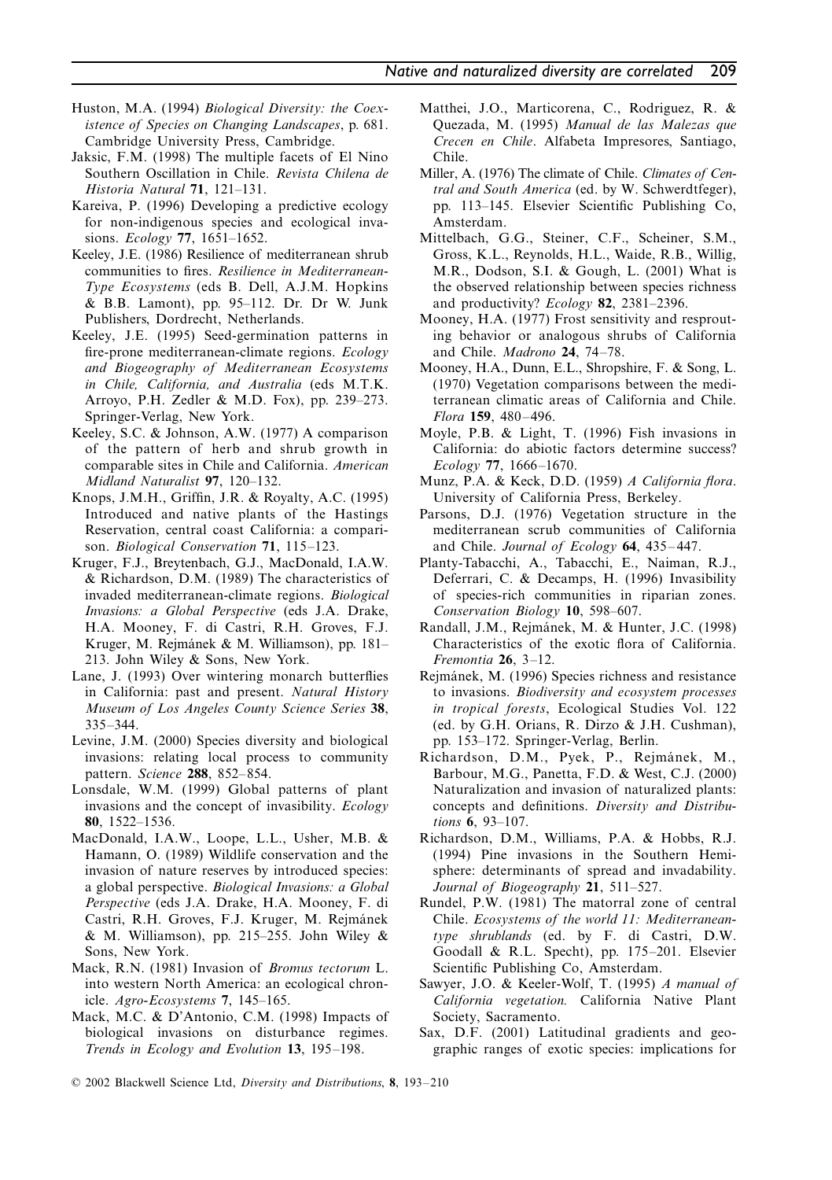Huston, M.A. (1994) *Biological Diversity: the Coexistence of Species on Changing Landscapes*, p. 681. Cambridge University Press, Cambridge.

Jaksic, F.M. (1998) The multiple facets of El Nino Southern Oscillation in Chile. *Revista Chilena de Historia Natural* **71**, 121–131.

Kareiva, P. (1996) Developing a predictive ecology for non-indigenous species and ecological invasions. *Ecology* **77**, 1651–1652.

Keeley, J.E. (1986) Resilience of mediterranean shrub communities to fires. *Resilience in Mediterranean-Type Ecosystems* (eds B. Dell, A.J.M. Hopkins & B.B. Lamont), pp. 95–112. Dr. Dr W. Junk Publishers, Dordrecht, Netherlands.

Keeley, J.E. (1995) Seed-germination patterns in fire-prone mediterranean-climate regions. *Ecology and Biogeography of Mediterranean Ecosystems in Chile, California, and Australia* (eds M.T.K. Arroyo, P.H. Zedler & M.D. Fox), pp. 239–273. Springer-Verlag, New York.

Keeley, S.C. & Johnson, A.W. (1977) A comparison of the pattern of herb and shrub growth in comparable sites in Chile and California. *American Midland Naturalist* **97**, 120–132.

Knops, J.M.H., Griffin, J.R. & Royalty, A.C. (1995) Introduced and native plants of the Hastings Reservation, central coast California: a comparison. *Biological Conservation* **71**, 115–123.

Kruger, F.J., Breytenbach, G.J., MacDonald, I.A.W. & Richardson, D.M. (1989) The characteristics of invaded mediterranean-climate regions. *Biological Invasions: a Global Perspective* (eds J.A. Drake, H.A. Mooney, F. di Castri, R.H. Groves, F.J. Kruger, M. Rejmánek & M. Williamson), pp. 181–213. John Wiley & Sons, New York.

Lane, J. (1993) Over wintering monarch butterflies in California: past and present. *Natural History Museum of Los Angeles County Science Series* **38**, 335–344.

Levine, J.M. (2000) Species diversity and biological invasions: relating local process to community pattern. *Science* **288**, 852–854.

Lonsdale, W.M. (1999) Global patterns of plant invasions and the concept of invasibility. *Ecology* **80**, 1522–1536.

MacDonald, I.A.W., Loope, L.L., Usher, M.B. & Hamann, O. (1989) Wildlife conservation and the invasion of nature reserves by introduced species: a global perspective. *Biological Invasions: a Global Perspective* (eds J.A. Drake, H.A. Mooney, F. di Castri, R.H. Groves, F.J. Kruger, M. Rejmánek & M. Williamson), pp. 215–255. John Wiley & Sons, New York.

Mack, R.N. (1981) Invasion of *Bromus tectorum* L. into western North America: an ecological chronicle. *Agro-Ecosystems* **7**, 145–165.

Mack, M.C. & D'Antonio, C.M. (1998) Impacts of biological invasions on disturbance regimes. *Trends in Ecology and Evolution* **13**, 195–198.

Matthei, J.O., Marticorena, C., Rodriguez, R. & Quezada, M. (1995) *Manual de las Malezas que Crecen en Chile*. Alfabeta Impresores, Santiago, Chile.

Miller, A. (1976) The climate of Chile. *Climates of Central and South America* (ed. by W. Schwerdtfeger), pp. 113–145. Elsevier Scientific Publishing Co, Amsterdam.

Mittelbach, G.G., Steiner, C.F., Scheiner, S.M., Gross, K.L., Reynolds, H.L., Waide, R.B., Willig, M.R., Dodson, S.I. & Gough, L. (2001) What is the observed relationship between species richness and productivity? *Ecology* **82**, 2381–2396.

Mooney, H.A. (1977) Frost sensitivity and resprouting behavior or analogous shrubs of California and Chile. *Madrono* **24**, 74–78.

Mooney, H.A., Dunn, E.L., Shropshire, F. & Song, L. (1970) Vegetation comparisons between the mediterranean climatic areas of California and Chile. *Flora* **159**, 480–496.

Moyle, P.B. & Light, T. (1996) Fish invasions in California: do abiotic factors determine success? *Ecology* **77**, 1666–1670.

Munz, P.A. & Keck, D.D. (1959) *A California flora*. University of California Press, Berkeley.

Parsons, D.J. (1976) Vegetation structure in the mediterranean scrub communities of California and Chile. *Journal of Ecology* **64**, 435–447.

Planty-Tabacchi, A., Tabacchi, E., Naiman, R.J., Deferrari, C. & Decamps, H. (1996) Invasibility of species-rich communities in riparian zones. *Conservation Biology* **10**, 598–607.

Randall, J.M., Rejmánek, M. & Hunter, J.C. (1998) Characteristics of the exotic flora of California. *Fremontia* **26**, 3–12.

Rejmánek, M. (1996) Species richness and resistance to invasions. *Biodiversity and ecosystem processes in tropical forests*, Ecological Studies Vol. 122 (ed. by G.H. Orians, R. Dirzo & J.H. Cushman), pp. 153–172. Springer-Verlag, Berlin.

Richardson, D.M., Pyek, P., Rejmánek, M., Barbour, M.G., Panetta, F.D. & West, C.J. (2000) Naturalization and invasion of naturalized plants: concepts and definitions. *Diversity and Distributions* **6**, 93–107.

Richardson, D.M., Williams, P.A. & Hobbs, R.J. (1994) Pine invasions in the Southern Hemisphere: determinants of spread and invadability. *Journal of Biogeography* **21**, 511–527.

Rundel, P.W. (1981) The matorral zone of central Chile. *Ecosystems of the world 11: Mediterranean-type shrublands* (ed. by F. di Castri, D.W. Goodall & R.L. Specht), pp. 175–201. Elsevier Scientific Publishing Co, Amsterdam.

Sawyer, J.O. & Keeler-Wolf, T. (1995) *A manual of California vegetation.* California Native Plant Society, Sacramento.

Sax, D.F. (2001) Latitudinal gradients and geographic ranges of exotic species: implications for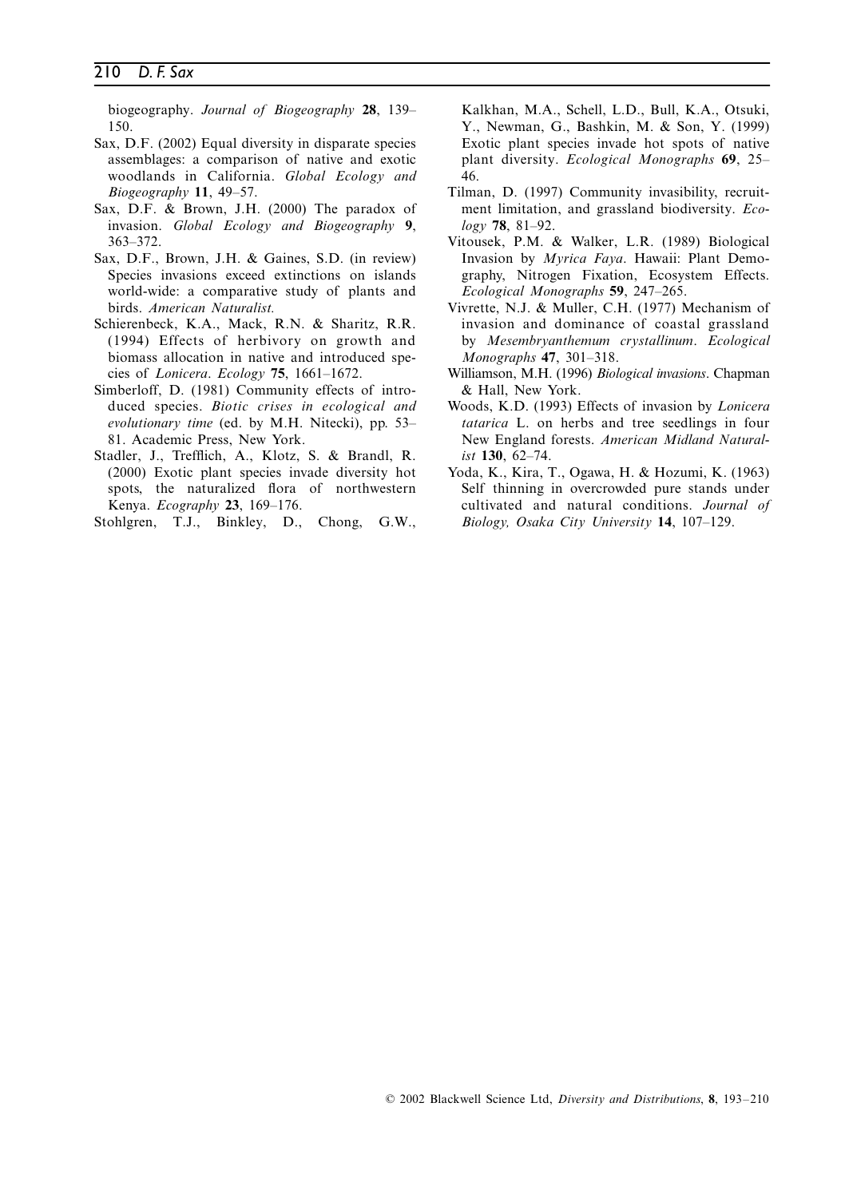biogeography. *Journal of Biogeography* **28**, 139–150.

Sax, D.F. (2002) Equal diversity in disparate species assemblages: a comparison of native and exotic woodlands in California. *Global Ecology and Biogeography* **11**, 49–57.

Sax, D.F. & Brown, J.H. (2000) The paradox of invasion. *Global Ecology and Biogeography* **9**, 363–372.

Sax, D.F., Brown, J.H. & Gaines, S.D. (in review) Species invasions exceed extinctions on islands world-wide: a comparative study of plants and birds. *American Naturalist.*

Schierenbeck, K.A., Mack, R.N. & Sharitz, R.R. (1994) Effects of herbivory on growth and biomass allocation in native and introduced species of *Lonicera*. *Ecology* **75**, 1661–1672.

Simberloff, D. (1981) Community effects of introduced species. *Biotic crises in ecological and evolutionary time* (ed. by M.H. Nitecki), pp. 53–81. Academic Press, New York.

Stadler, J., Trefflich, A., Klotz, S. & Brandl, R. (2000) Exotic plant species invade diversity hot spots, the naturalized flora of northwestern Kenya. *Ecography* **23**, 169–176.

Stohlgren, T.J., Binkley, D., Chong, G.W., Kalkhan, M.A., Schell, L.D., Bull, K.A., Otsuki, Y., Newman, G., Bashkin, M. & Son, Y. (1999) Exotic plant species invade hot spots of native plant diversity. *Ecological Monographs* **69**, 25–46.

Tilman, D. (1997) Community invasibility, recruitment limitation, and grassland biodiversity. *Ecology* **78**, 81–92.

Vitousek, P.M. & Walker, L.R. (1989) Biological Invasion by *Myrica Faya*. Hawaii: Plant Demography, Nitrogen Fixation, Ecosystem Effects. *Ecological Monographs* **59**, 247–265.

Vivrette, N.J. & Muller, C.H. (1977) Mechanism of invasion and dominance of coastal grassland by *Mesembryanthemum crystallinum*. *Ecological Monographs* **47**, 301–318.

Williamson, M.H. (1996) *Biological invasions*. Chapman & Hall, New York.

Woods, K.D. (1993) Effects of invasion by *Lonicera tatarica* L. on herbs and tree seedlings in four New England forests. *American Midland Naturalist* **130**, 62–74.

Yoda, K., Kira, T., Ogawa, H. & Hozumi, K. (1963) Self thinning in overcrowded pure stands under cultivated and natural conditions. *Journal of Biology, Osaka City University* **14**, 107–129.